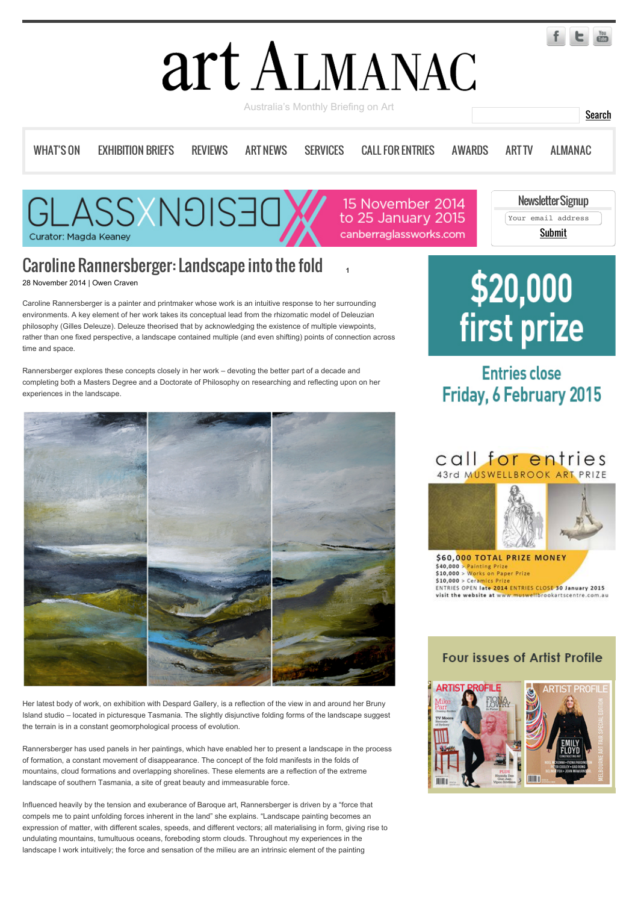# Caroline Rannersberger: Landscape into the fold

28 November 2014 | Owen Craven

Caroline Rannersberger is a painter and printmaker whose work is an intuitive response to her surrounding environments. A key element of her work takes its conceptual lead from the rhizomatic model of Deleuzian philosophy (Gilles Deleuze). Deleuze theorised that by acknowledging the existence of multiple viewpoints, rather than one fixed perspective, a landscape contained multiple (and even shifting) points of connection across time and space.

Rannersberger explores these concepts closely in her work – devoting the better part of a decade and completing both a Masters Degree and a Doctorate of Philosophy on researching and reflecting upon on her experiences in the landscape.

Her latest body of work, on exhibition with Despard Gallery, is a reflection of the view in and around her Bruny Island studio – located in picturesque Tasmania. The slightly disjunctive folding forms of the landscape suggest the terrain is in a constant geomorphological process of evolution.

Rannersberger has used panels in her paintings, which have enabled her to present a landscape in the process of formation, a constant movement of disappearance. The concept of the fold manifests in the folds of mountains, cloud formations and overlapping shorelines. These elements are a reflection of the extreme landscape of southern Tasmania, a site of great beauty and immeasurable force.

Influenced heavily by the tension and exuberance of Baroque art, Rannersberger is driven by a "force that compels me to paint unfolding forces inherent in the land" she explains. "Landscape painting becomes an expression of matter, with different scales, speeds, and different vectors; all materialising in form, giving rise to undulating mountains, tumultuous oceans, foreboding storm clouds. Throughout my experiences in the landscape I work intuitively; the force and sensation of the milieu are an intrinsic element of the painting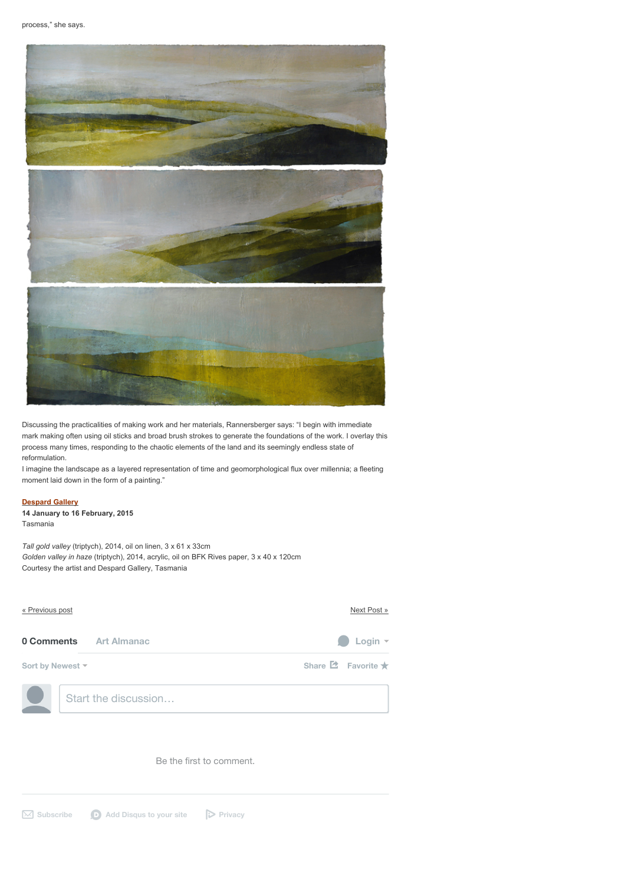process," she says.

Discussing the practicalities of making work and her materials, Rannersberger says: "I begin with immediate mark making often using oil sticks and broad brush strokes to generate the foundations of the work. I overlay this process many times, responding to the chaotic elements of the land and its seemingly endless state of reformulation.

I imagine the landscape as a layered representation of time and geomorphological flux over millennia; a fleeting moment laid down in the form of a painting."

[Despard Gallery]

**14 January to 16 February, 2015**

Tasmania

*Tall gold valley* (triptych), 2014, oil on linen, 3 x 61 x 33cm

*Golden valley in haze* (triptych), 2014, acrylic, oil on BFK Rives paper, 3 x 40 x 120cm

Courtesy the artist and Despard Gallery, Tasmania

« Previous post

Next Post »

**0 Comments** Art Almanac Login

Sort by Newest Share Favorite

Start the discussion…

Be the first to comment.

Subscribe Add Disqus to your site Privacy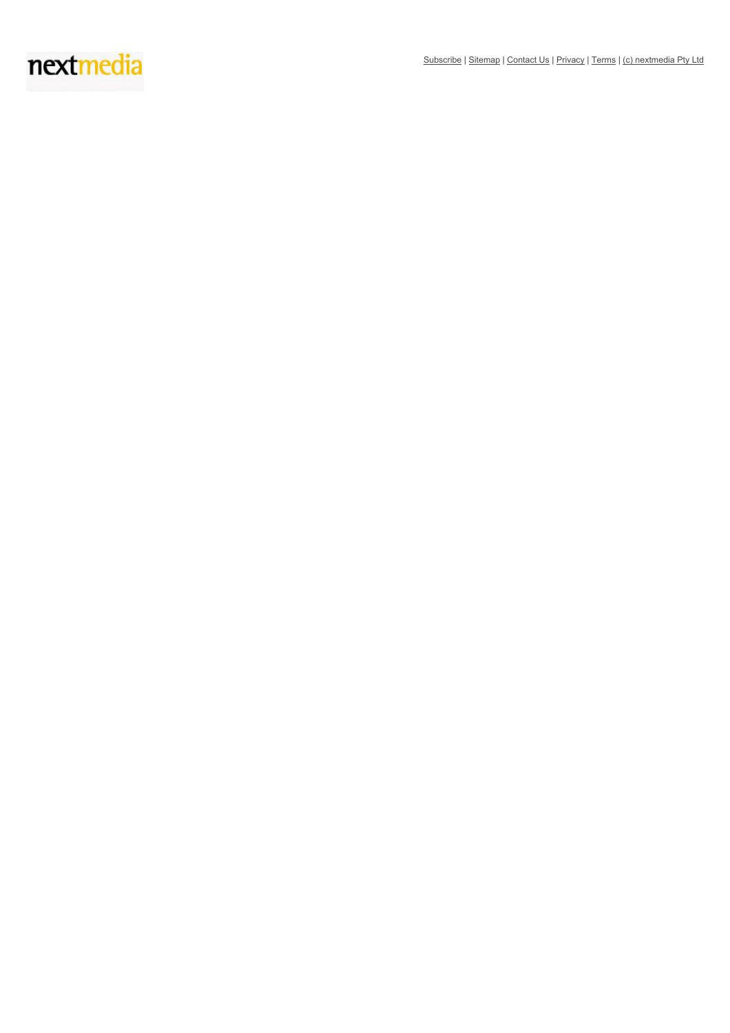nextmedia

Subscribe | Sitemap | Contact Us | Privacy | Terms | (c) nextmedia Pty Ltd